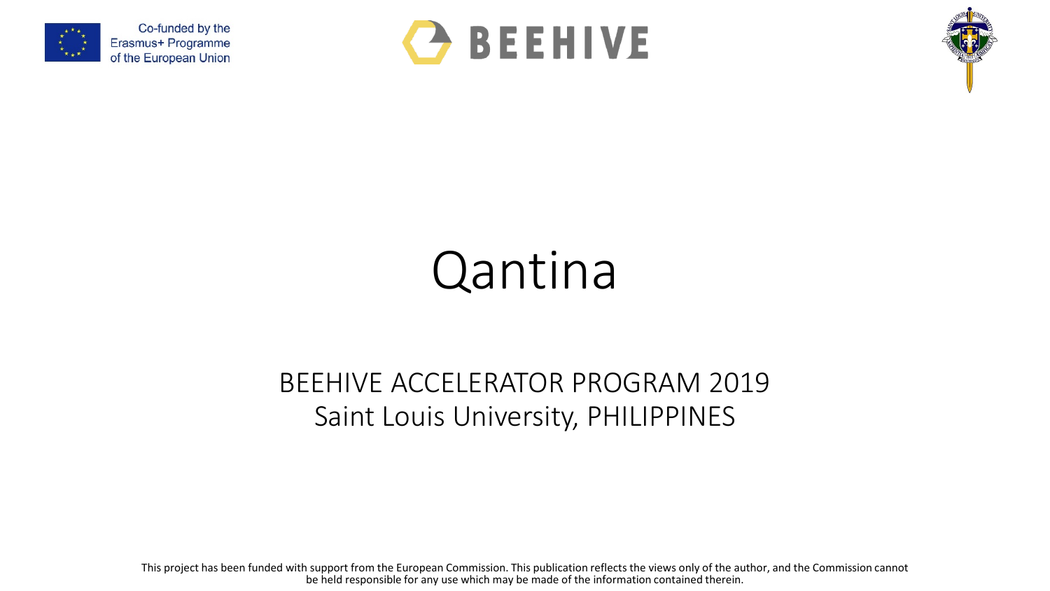Co-funded by the Erasmus+ Programme of the European Union

BEEHIVE

# Qantina

## BEEHIVE ACCELERATOR PROGRAM 2019
## Saint Louis University, PHILIPPINES

This project has been funded with support from the European Commission. This publication reflects the views only of the author, and the Commission cannot be held responsible for any use which may be made of the information contained therein.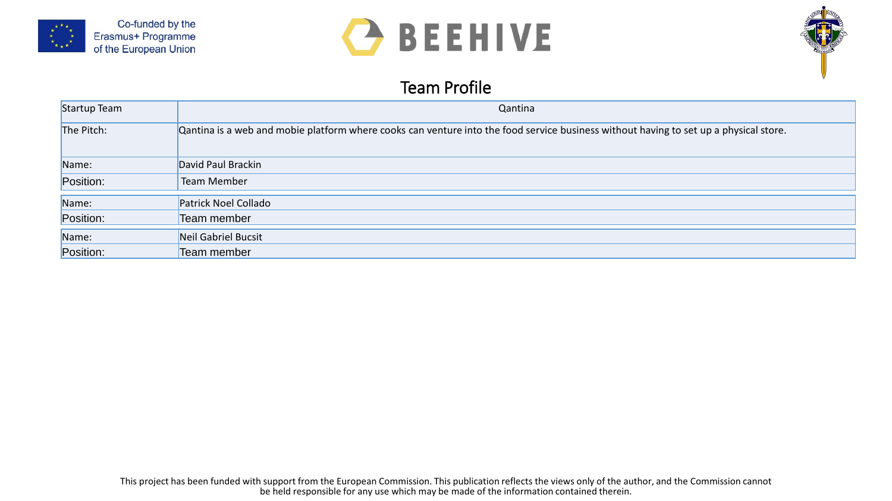Co-funded by the Erasmus+ Programme of the European Union

BEEHIVE

# Team Profile

| Startup Team | Qantina |
| --- | --- |
| The Pitch: | Qantina is a web and mobie platform where cooks can venture into the food service business without having to set up a physical store. |
| Name: | David Paul Brackin |
| Position: | Team Member |
| Name: | Patrick Noel Collado |
| Position: | Team member |
| Name: | Neil Gabriel Bucsit |
| Position: | Team member |

This project has been funded with support from the European Commission. This publication reflects the views only of the author, and the Commission cannot be held responsible for any use which may be made of the information contained therein.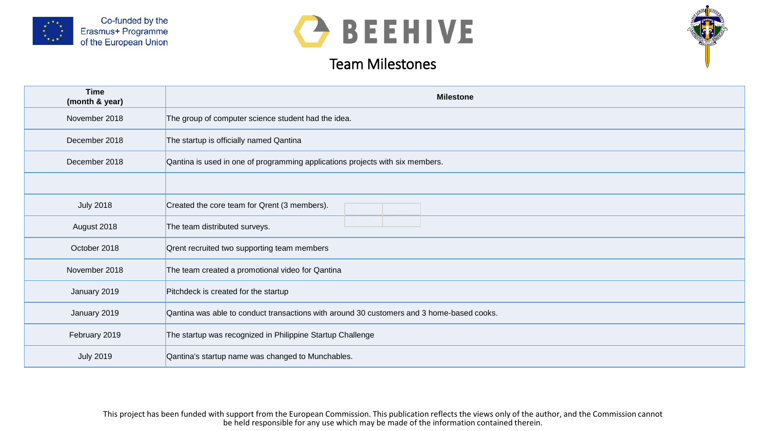Co-funded by the Erasmus+ Programme of the European Union

# BEEHIVE

## Team Milestones

| Time (month & year) | Milestone |
|---|---|
| November 2018 | The group of computer science student had the idea. |
| December 2018 | The startup is officially named Qantina |
| December 2018 | Qantina is used in one of programming applications projects with six members. |
| | |
| July 2018 | Created the core team for Qrent (3 members). |
| August 2018 | The team distributed surveys. |
| October 2018 | Qrent recruited two supporting team members |
| November 2018 | The team created a promotional video for Qantina |
| January 2019 | Pitchdeck is created for the startup |
| January 2019 | Qantina was able to conduct transactions with around 30 customers and 3 home-based cooks. |
| February 2019 | The startup was recognized in Philippine Startup Challenge |
| July 2019 | Qantina's startup name was changed to Munchables. |

This project has been funded with support from the European Commission. This publication reflects the views only of the author, and the Commission cannot be held responsible for any use which may be made of the information contained therein.